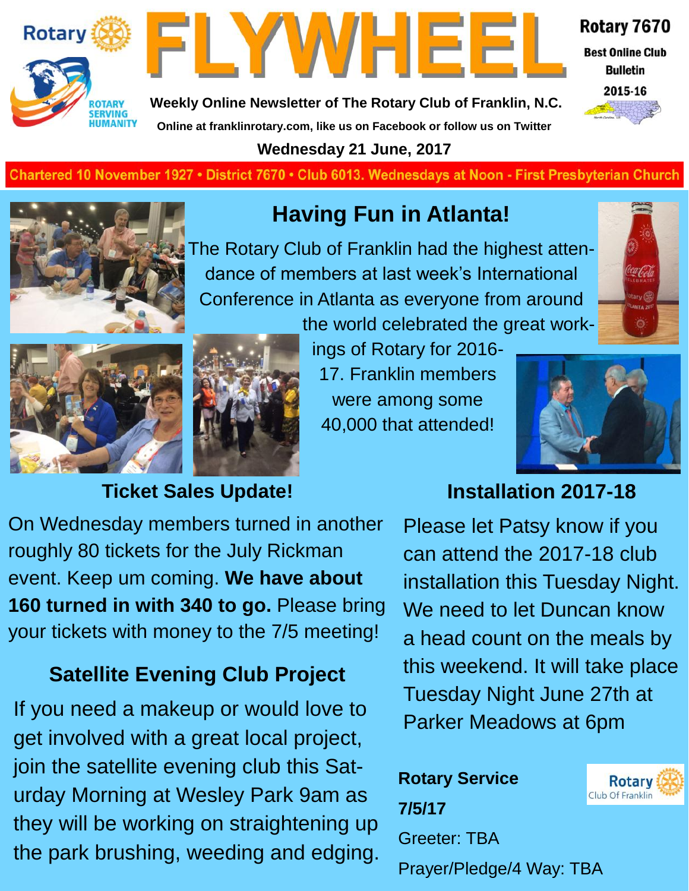# FLYWHEEL

Rotary 7670

Best Online Club Bulletin

2015-16

**Weekly Online Newsletter of The Rotary Club of Franklin, N.C.**

**Online at franklinrotary.com, like us on Facebook or follow us on Twitter**

**Wednesday 21 June, 2017**

Chartered 10 November 1927 • District 7670 • Club 6013. Wednesdays at Noon - First Presbyterian Church

## Having Fun in Atlanta!

The Rotary Club of Franklin had the highest attendance of members at last week's International Conference in Atlanta as everyone from around the world celebrated the great workings of Rotary for 2016-17. Franklin members were among some 40,000 that attended!

## Ticket Sales Update!

On Wednesday members turned in another roughly 80 tickets for the July Rickman event. Keep um coming. **We have about 160 turned in with 340 to go.** Please bring your tickets with money to the 7/5 meeting!

## Satellite Evening Club Project

If you need a makeup or would love to get involved with a great local project, join the satellite evening club this Saturday Morning at Wesley Park 9am as they will be working on straightening up the park brushing, weeding and edging.

## Installation 2017-18

Please let Patsy know if you can attend the 2017-18 club installation this Tuesday Night. We need to let Duncan know a head count on the meals by this weekend. It will take place Tuesday Night June 27th at Parker Meadows at 6pm

**Rotary Service**

**7/5/17**

Greeter: TBA

Prayer/Pledge/4 Way: TBA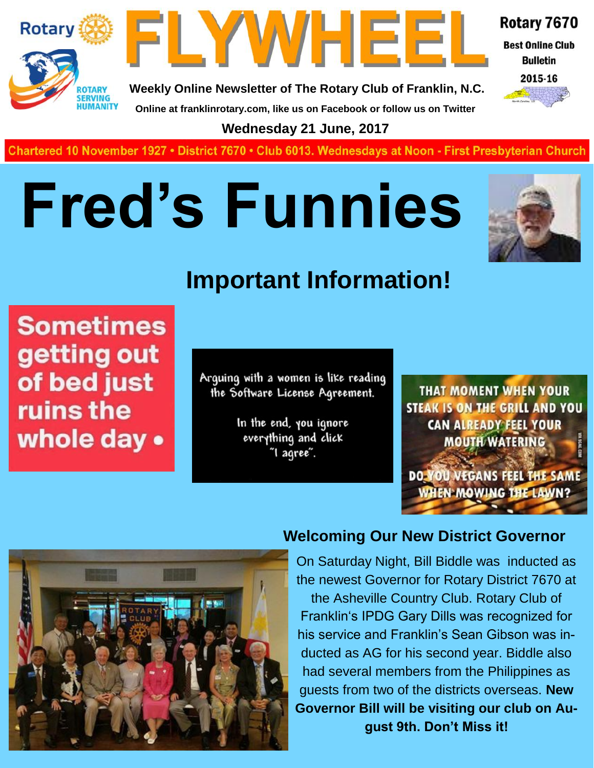# FLYWHEEL

Rotary 7670 Best Online Club Bulletin 2015-16

Weekly Online Newsletter of The Rotary Club of Franklin, N.C.

Online at franklinrotary.com, like us on Facebook or follow us on Twitter

**Wednesday 21 June, 2017**

Chartered 10 November 1927 • District 7670 • Club 6013. Wednesdays at Noon - First Presbyterian Church

# Fred's Funnies

## Important Information!

Sometimes getting out of bed just ruins the whole day •

Arguing with a women is like reading the Software License Agreement.

In the end, you ignore everything and click "I agree".

THAT MOMENT WHEN YOUR STEAK IS ON THE GRILL AND YOU CAN ALREADY FEEL YOUR MOUTH WATERING

DO YOU VEGANS FEEL THE SAME WHEN MOWING THE LAWN?

## Welcoming Our New District Governor

On Saturday Night, Bill Biddle was inducted as the newest Governor for Rotary District 7670 at the Asheville Country Club. Rotary Club of Franklin's IPDG Gary Dills was recognized for his service and Franklin's Sean Gibson was inducted as AG for his second year. Biddle also had several members from the Philippines as guests from two of the districts overseas. **New Governor Bill will be visiting our club on August 9th. Don't Miss it!**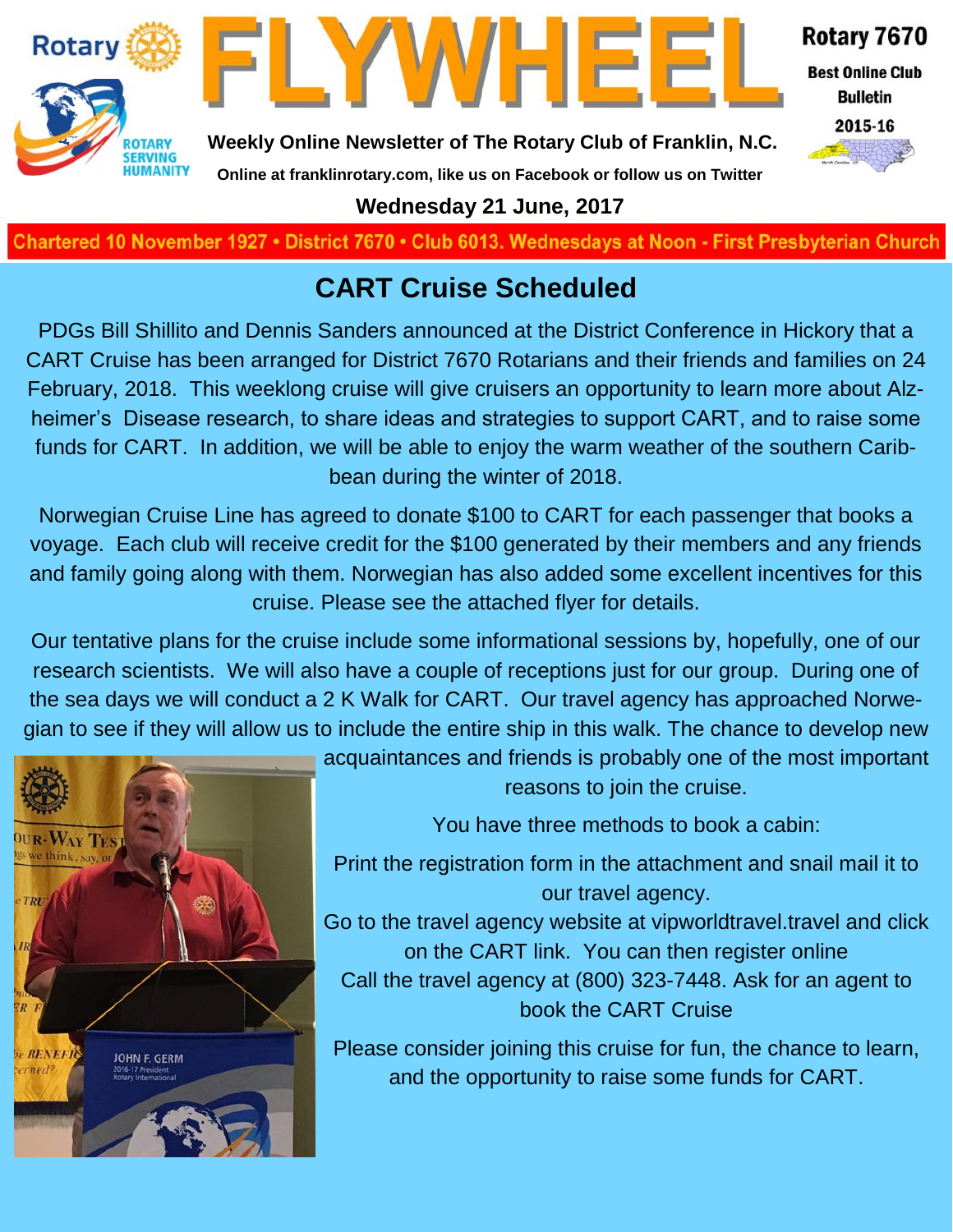# FLYWHEEL

**Weekly Online Newsletter of The Rotary Club of Franklin, N.C.**

Online at franklinrotary.com, like us on Facebook or follow us on Twitter

Rotary 7670 — Best Online Club Bulletin 2015-16

**Wednesday 21 June, 2017**

Chartered 10 November 1927 • District 7670 • Club 6013. Wednesdays at Noon - First Presbyterian Church

## CART Cruise Scheduled

PDGs Bill Shillito and Dennis Sanders announced at the District Conference in Hickory that a CART Cruise has been arranged for District 7670 Rotarians and their friends and families on 24 February, 2018. This weeklong cruise will give cruisers an opportunity to learn more about Alzheimer's Disease research, to share ideas and strategies to support CART, and to raise some funds for CART. In addition, we will be able to enjoy the warm weather of the southern Caribbean during the winter of 2018.

Norwegian Cruise Line has agreed to donate $100 to CART for each passenger that books a voyage. Each club will receive credit for the $100 generated by their members and any friends and family going along with them. Norwegian has also added some excellent incentives for this cruise. Please see the attached flyer for details.

Our tentative plans for the cruise include some informational sessions by, hopefully, one of our research scientists. We will also have a couple of receptions just for our group. During one of the sea days we will conduct a 2 K Walk for CART. Our travel agency has approached Norwegian to see if they will allow us to include the entire ship in this walk. The chance to develop new acquaintances and friends is probably one of the most important reasons to join the cruise.

You have three methods to book a cabin:

Print the registration form in the attachment and snail mail it to our travel agency.

Go to the travel agency website at vipworldtravel.travel and click on the CART link. You can then register online

Call the travel agency at (800) 323-7448. Ask for an agent to book the CART Cruise

Please consider joining this cruise for fun, the chance to learn, and the opportunity to raise some funds for CART.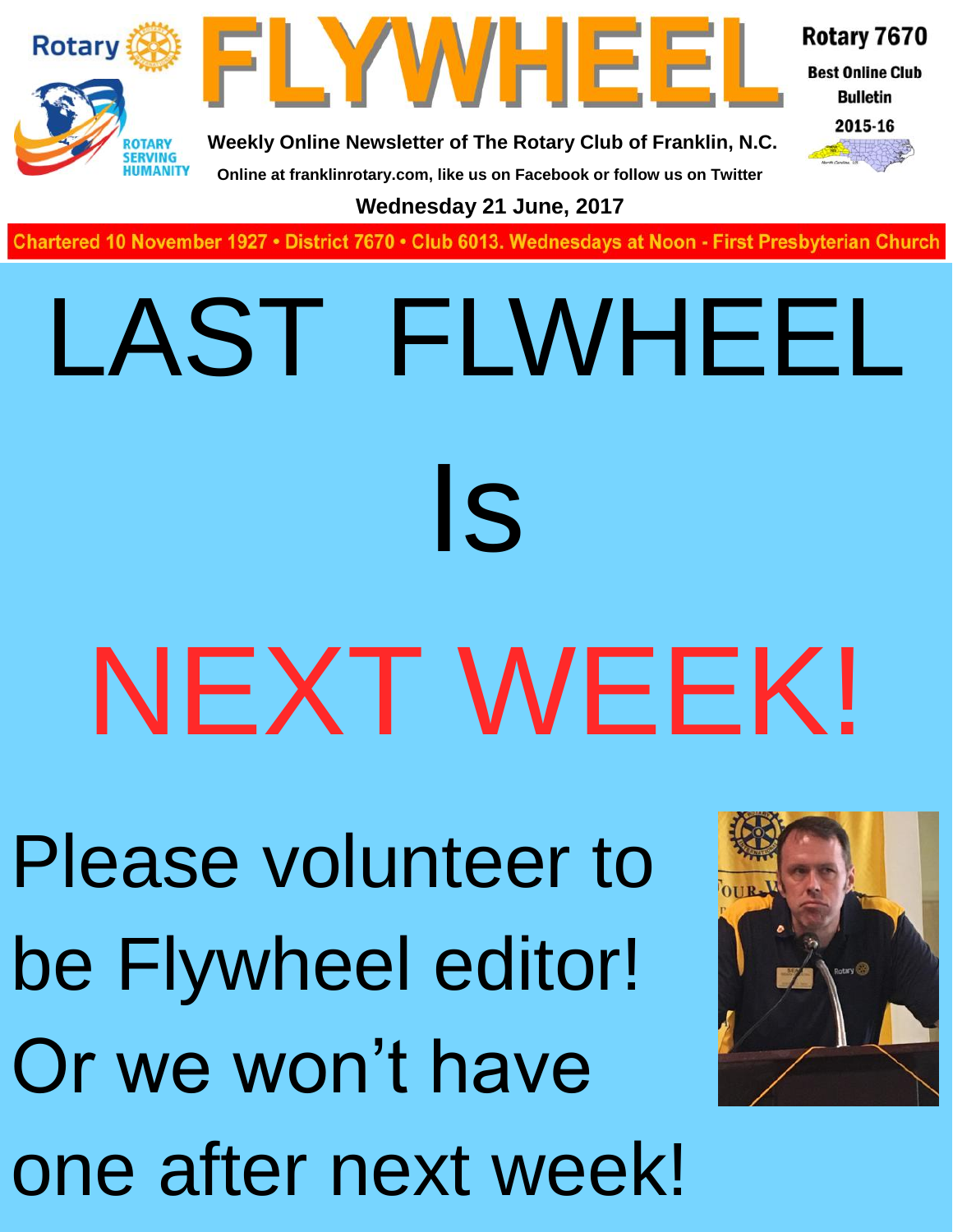# FLYWHEEL

Rotary 7670

Best Online Club Bulletin

2015-16

Weekly Online Newsletter of The Rotary Club of Franklin, N.C.

Online at franklinrotary.com, like us on Facebook or follow us on Twitter

**Wednesday 21 June, 2017**

Chartered 10 November 1927 • District 7670 • Club 6013. Wednesdays at Noon - First Presbyterian Church

# LAST FLWHEEL

# Is

# NEXT WEEK!

Please volunteer to be Flywheel editor! Or we won't have one after next week!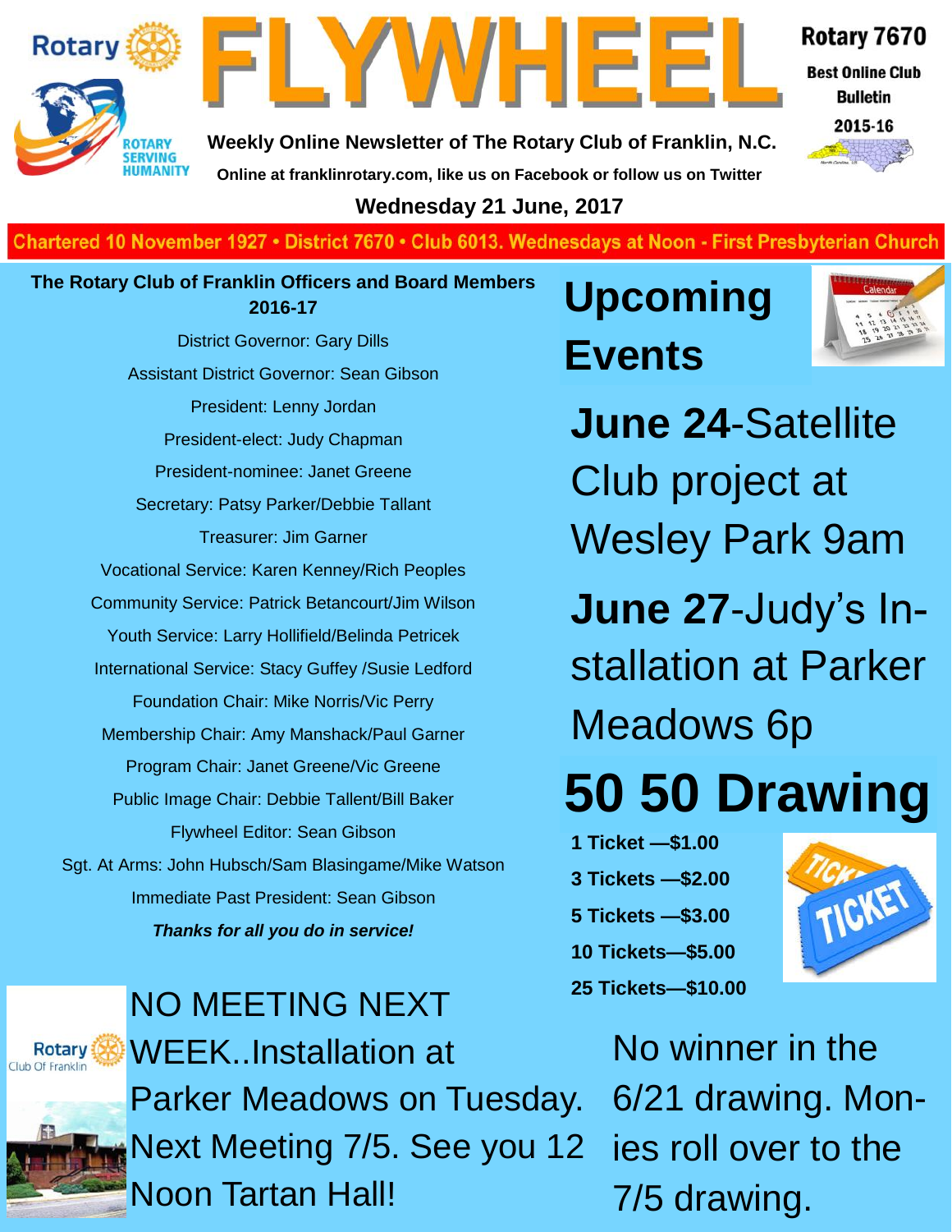Rotary

# FLYWHEEL

**Rotary 7670**

**Best Online Club Bulletin**

**2015-16**

ROTARY SERVING HUMANITY

**Weekly Online Newsletter of The Rotary Club of Franklin, N.C.**

**Online at franklinrotary.com, like us on Facebook or follow us on Twitter**

**Wednesday 21 June, 2017**

**Chartered 10 November 1927 • District 7670 • Club 6013. Wednesdays at Noon - First Presbyterian Church**

**The Rotary Club of Franklin Officers and Board Members 2016-17**

District Governor: Gary Dills

Assistant District Governor: Sean Gibson

President: Lenny Jordan

President-elect: Judy Chapman

President-nominee: Janet Greene

Secretary: Patsy Parker/Debbie Tallant

Treasurer: Jim Garner

Vocational Service: Karen Kenney/Rich Peoples

Community Service: Patrick Betancourt/Jim Wilson

Youth Service: Larry Hollifield/Belinda Petricek

International Service: Stacy Guffey /Susie Ledford

Foundation Chair: Mike Norris/Vic Perry

Membership Chair: Amy Manshack/Paul Garner

Program Chair: Janet Greene/Vic Greene

Public Image Chair: Debbie Tallent/Bill Baker

Flywheel Editor: Sean Gibson

Sgt. At Arms: John Hubsch/Sam Blasingame/Mike Watson

Immediate Past President: Sean Gibson

***Thanks for all you do in service!***

## Upcoming Events

**June 24**-Satellite Club project at Wesley Park 9am

**June 27**-Judy's Installation at Parker Meadows 6p

## 50 50 Drawing

**1 Ticket —$1.00**

**3 Tickets —$2.00**

**5 Tickets —$3.00**

**10 Tickets—$5.00**

**25 Tickets—$10.00**

NO MEETING NEXT WEEK..Installation at Parker Meadows on Tuesday. Next Meeting 7/5. See you 12 Noon Tartan Hall!

No winner in the 6/21 drawing. Monies roll over to the 7/5 drawing.